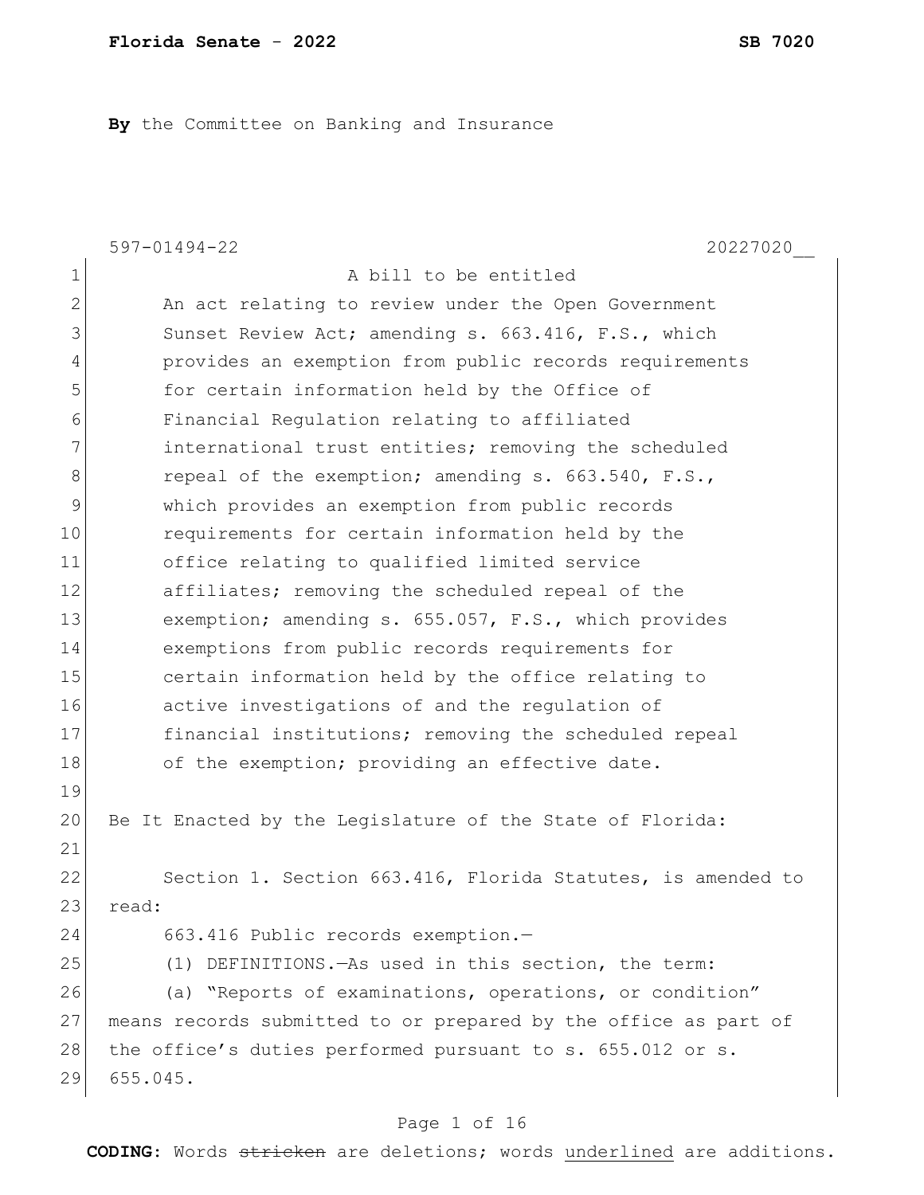**By** the Committee on Banking and Insurance

597-01494-22 20227020__

A bill to be entitled

An act relating to review under the Open Government Sunset Review Act; amending s. 663.416, F.S., which provides an exemption from public records requirements for certain information held by the Office of Financial Regulation relating to affiliated international trust entities; removing the scheduled repeal of the exemption; amending s. 663.540, F.S., which provides an exemption from public records requirements for certain information held by the office relating to qualified limited service affiliates; removing the scheduled repeal of the exemption; amending s. 655.057, F.S., which provides exemptions from public records requirements for certain information held by the office relating to active investigations of and the regulation of financial institutions; removing the scheduled repeal of the exemption; providing an effective date.

Be It Enacted by the Legislature of the State of Florida:

Section 1. Section 663.416, Florida Statutes, is amended to read:

663.416 Public records exemption.—

(1) DEFINITIONS.—As used in this section, the term:

(a) "Reports of examinations, operations, or condition" means records submitted to or prepared by the office as part of the office's duties performed pursuant to s. 655.012 or s. 655.045.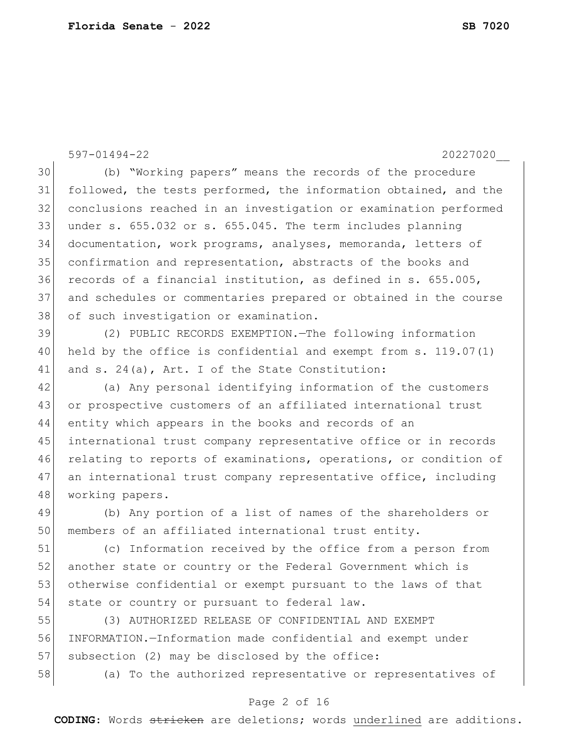(b) "Working papers" means the records of the procedure followed, the tests performed, the information obtained, and the conclusions reached in an investigation or examination performed under s. 655.032 or s. 655.045. The term includes planning documentation, work programs, analyses, memoranda, letters of confirmation and representation, abstracts of the books and records of a financial institution, as defined in s. 655.005, and schedules or commentaries prepared or obtained in the course of such investigation or examination.

(2) PUBLIC RECORDS EXEMPTION.—The following information held by the office is confidential and exempt from s. 119.07(1) and s. 24(a), Art. I of the State Constitution:

(a) Any personal identifying information of the customers or prospective customers of an affiliated international trust entity which appears in the books and records of an international trust company representative office or in records relating to reports of examinations, operations, or condition of an international trust company representative office, including working papers.

(b) Any portion of a list of names of the shareholders or members of an affiliated international trust entity.

(c) Information received by the office from a person from another state or country or the Federal Government which is otherwise confidential or exempt pursuant to the laws of that state or country or pursuant to federal law.

(3) AUTHORIZED RELEASE OF CONFIDENTIAL AND EXEMPT INFORMATION.—Information made confidential and exempt under subsection (2) may be disclosed by the office:

(a) To the authorized representative or representatives of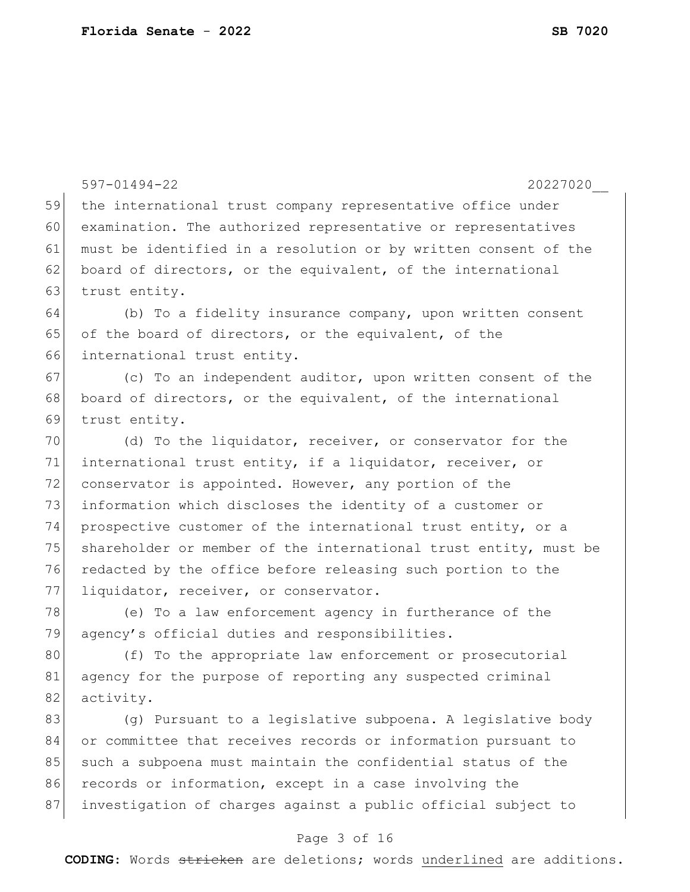the international trust company representative office under examination. The authorized representative or representatives must be identified in a resolution or by written consent of the board of directors, or the equivalent, of the international trust entity.

(b) To a fidelity insurance company, upon written consent of the board of directors, or the equivalent, of the international trust entity.

(c) To an independent auditor, upon written consent of the board of directors, or the equivalent, of the international trust entity.

(d) To the liquidator, receiver, or conservator for the international trust entity, if a liquidator, receiver, or conservator is appointed. However, any portion of the information which discloses the identity of a customer or prospective customer of the international trust entity, or a shareholder or member of the international trust entity, must be redacted by the office before releasing such portion to the liquidator, receiver, or conservator.

(e) To a law enforcement agency in furtherance of the agency's official duties and responsibilities.

(f) To the appropriate law enforcement or prosecutorial agency for the purpose of reporting any suspected criminal activity.

(g) Pursuant to a legislative subpoena. A legislative body or committee that receives records or information pursuant to such a subpoena must maintain the confidential status of the records or information, except in a case involving the investigation of charges against a public official subject to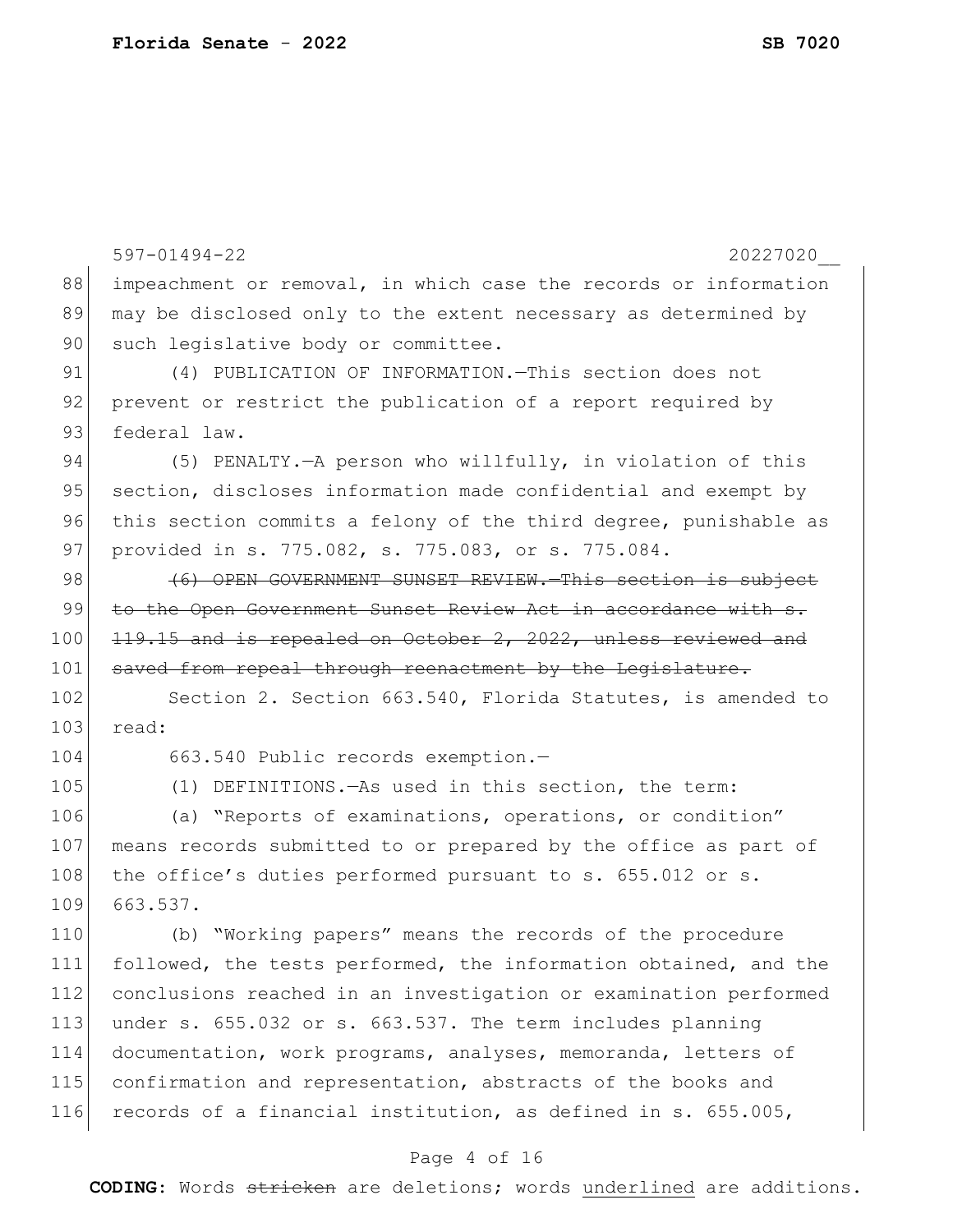impeachment or removal, in which case the records or information may be disclosed only to the extent necessary as determined by such legislative body or committee.

(4) PUBLICATION OF INFORMATION.—This section does not prevent or restrict the publication of a report required by federal law.

(5) PENALTY.—A person who willfully, in violation of this section, discloses information made confidential and exempt by this section commits a felony of the third degree, punishable as provided in s. 775.082, s. 775.083, or s. 775.084.

~~(6) OPEN GOVERNMENT SUNSET REVIEW.—This section is subject to the Open Government Sunset Review Act in accordance with s. 119.15 and is repealed on October 2, 2022, unless reviewed and saved from repeal through reenactment by the Legislature.~~

Section 2. Section 663.540, Florida Statutes, is amended to read:

663.540 Public records exemption.—

(1) DEFINITIONS.—As used in this section, the term:

(a) "Reports of examinations, operations, or condition" means records submitted to or prepared by the office as part of the office's duties performed pursuant to s. 655.012 or s. 663.537.

(b) "Working papers" means the records of the procedure followed, the tests performed, the information obtained, and the conclusions reached in an investigation or examination performed under s. 655.032 or s. 663.537. The term includes planning documentation, work programs, analyses, memoranda, letters of confirmation and representation, abstracts of the books and records of a financial institution, as defined in s. 655.005,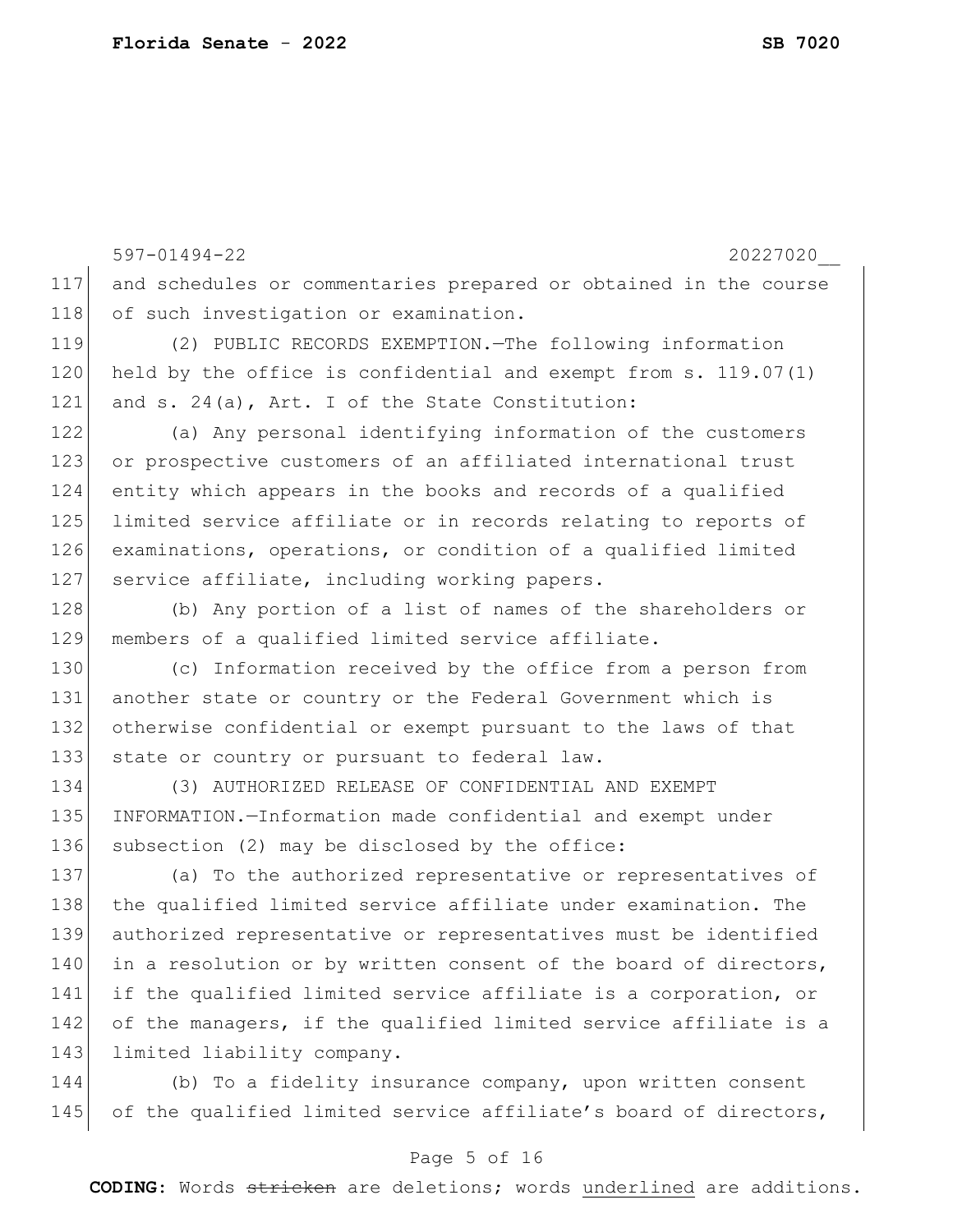and schedules or commentaries prepared or obtained in the course of such investigation or examination.

(2) PUBLIC RECORDS EXEMPTION.—The following information held by the office is confidential and exempt from s. 119.07(1) and s. 24(a), Art. I of the State Constitution:

(a) Any personal identifying information of the customers or prospective customers of an affiliated international trust entity which appears in the books and records of a qualified limited service affiliate or in records relating to reports of examinations, operations, or condition of a qualified limited service affiliate, including working papers.

(b) Any portion of a list of names of the shareholders or members of a qualified limited service affiliate.

(c) Information received by the office from a person from another state or country or the Federal Government which is otherwise confidential or exempt pursuant to the laws of that state or country or pursuant to federal law.

(3) AUTHORIZED RELEASE OF CONFIDENTIAL AND EXEMPT INFORMATION.—Information made confidential and exempt under subsection (2) may be disclosed by the office:

(a) To the authorized representative or representatives of the qualified limited service affiliate under examination. The authorized representative or representatives must be identified in a resolution or by written consent of the board of directors, if the qualified limited service affiliate is a corporation, or of the managers, if the qualified limited service affiliate is a limited liability company.

(b) To a fidelity insurance company, upon written consent of the qualified limited service affiliate's board of directors,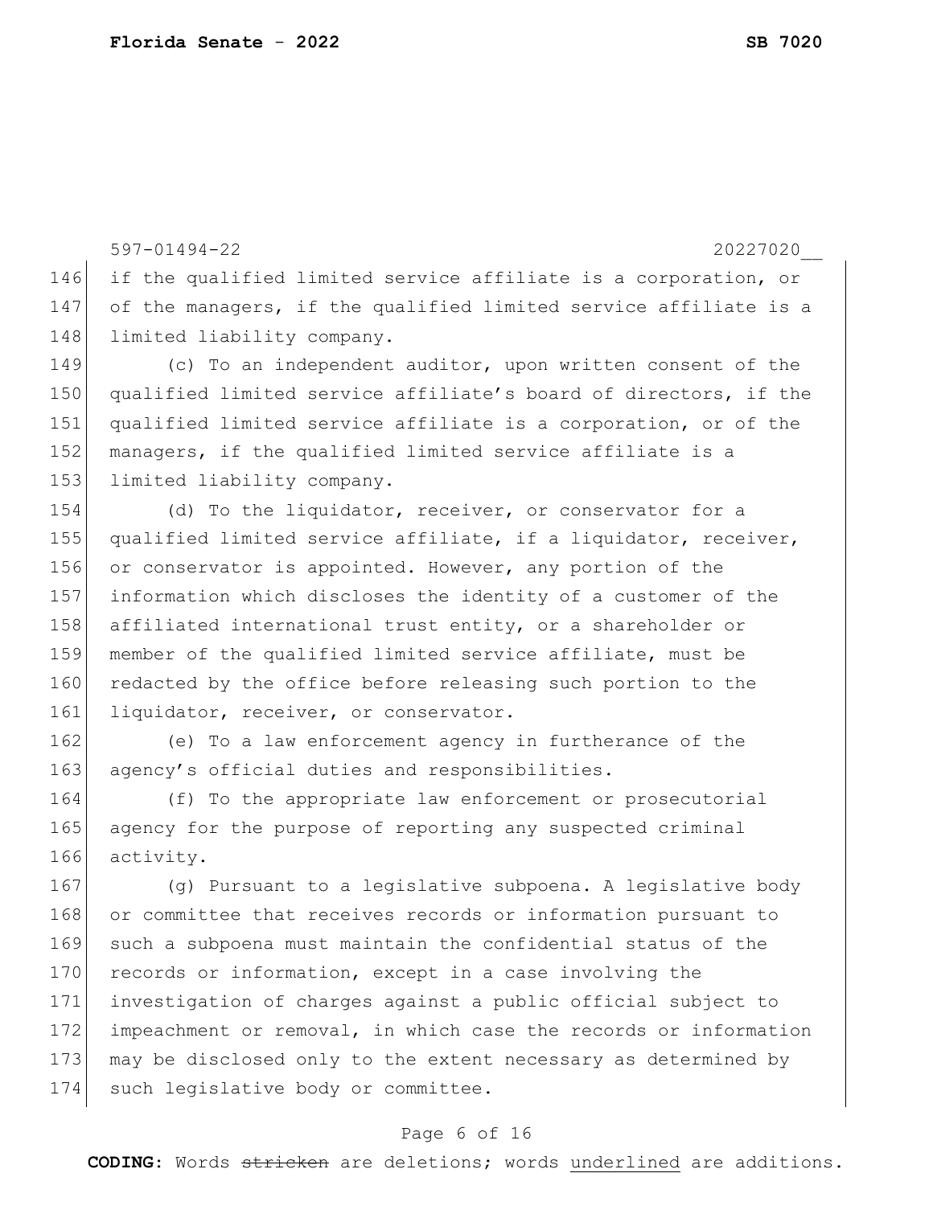if the qualified limited service affiliate is a corporation, or of the managers, if the qualified limited service affiliate is a limited liability company.

(c) To an independent auditor, upon written consent of the qualified limited service affiliate's board of directors, if the qualified limited service affiliate is a corporation, or of the managers, if the qualified limited service affiliate is a limited liability company.

(d) To the liquidator, receiver, or conservator for a qualified limited service affiliate, if a liquidator, receiver, or conservator is appointed. However, any portion of the information which discloses the identity of a customer of the affiliated international trust entity, or a shareholder or member of the qualified limited service affiliate, must be redacted by the office before releasing such portion to the liquidator, receiver, or conservator.

(e) To a law enforcement agency in furtherance of the agency's official duties and responsibilities.

(f) To the appropriate law enforcement or prosecutorial agency for the purpose of reporting any suspected criminal activity.

(g) Pursuant to a legislative subpoena. A legislative body or committee that receives records or information pursuant to such a subpoena must maintain the confidential status of the records or information, except in a case involving the investigation of charges against a public official subject to impeachment or removal, in which case the records or information may be disclosed only to the extent necessary as determined by such legislative body or committee.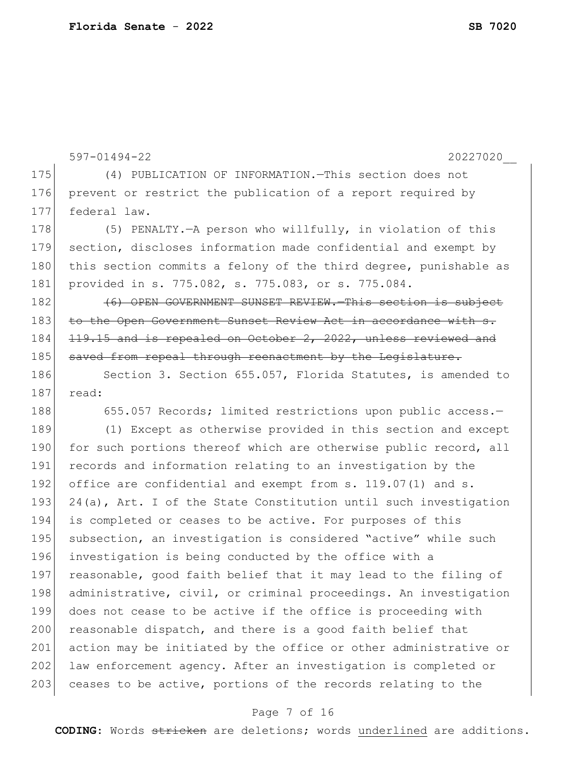597-01494-22 20227020__

175 (4) PUBLICATION OF INFORMATION.—This section does not
176 prevent or restrict the publication of a report required by
177 federal law.

178 (5) PENALTY.—A person who willfully, in violation of this
179 section, discloses information made confidential and exempt by
180 this section commits a felony of the third degree, punishable as
181 provided in s. 775.082, s. 775.083, or s. 775.084.

182 ~~(6) OPEN GOVERNMENT SUNSET REVIEW.—This section is subject~~
183 ~~to the Open Government Sunset Review Act in accordance with s.~~
184 ~~119.15 and is repealed on October 2, 2022, unless reviewed and~~
185 ~~saved from repeal through reenactment by the Legislature.~~

186 Section 3. Section 655.057, Florida Statutes, is amended to
187 read:

188 655.057 Records; limited restrictions upon public access.—

189 (1) Except as otherwise provided in this section and except
190 for such portions thereof which are otherwise public record, all
191 records and information relating to an investigation by the
192 office are confidential and exempt from s. 119.07(1) and s.
193 24(a), Art. I of the State Constitution until such investigation
194 is completed or ceases to be active. For purposes of this
195 subsection, an investigation is considered "active" while such
196 investigation is being conducted by the office with a
197 reasonable, good faith belief that it may lead to the filing of
198 administrative, civil, or criminal proceedings. An investigation
199 does not cease to be active if the office is proceeding with
200 reasonable dispatch, and there is a good faith belief that
201 action may be initiated by the office or other administrative or
202 law enforcement agency. After an investigation is completed or
203 ceases to be active, portions of the records relating to the

**CODING:** Words ~~stricken~~ are deletions; words <u>underlined</u> are additions.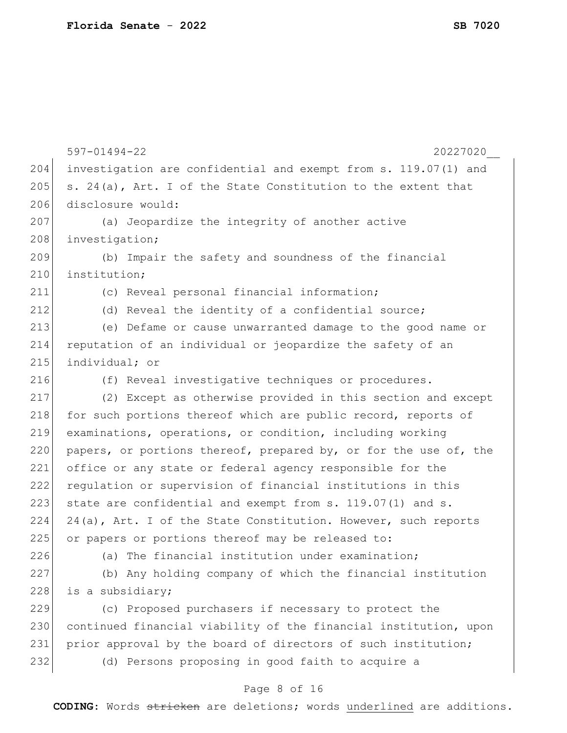investigation are confidential and exempt from s. 119.07(1) and s. 24(a), Art. I of the State Constitution to the extent that disclosure would:

(a) Jeopardize the integrity of another active investigation;

(b) Impair the safety and soundness of the financial institution;

(c) Reveal personal financial information;

(d) Reveal the identity of a confidential source;

(e) Defame or cause unwarranted damage to the good name or reputation of an individual or jeopardize the safety of an individual; or

(f) Reveal investigative techniques or procedures.

(2) Except as otherwise provided in this section and except for such portions thereof which are public record, reports of examinations, operations, or condition, including working papers, or portions thereof, prepared by, or for the use of, the office or any state or federal agency responsible for the regulation or supervision of financial institutions in this state are confidential and exempt from s. 119.07(1) and s. 24(a), Art. I of the State Constitution. However, such reports or papers or portions thereof may be released to:

(a) The financial institution under examination;

(b) Any holding company of which the financial institution is a subsidiary;

(c) Proposed purchasers if necessary to protect the continued financial viability of the financial institution, upon prior approval by the board of directors of such institution;

(d) Persons proposing in good faith to acquire a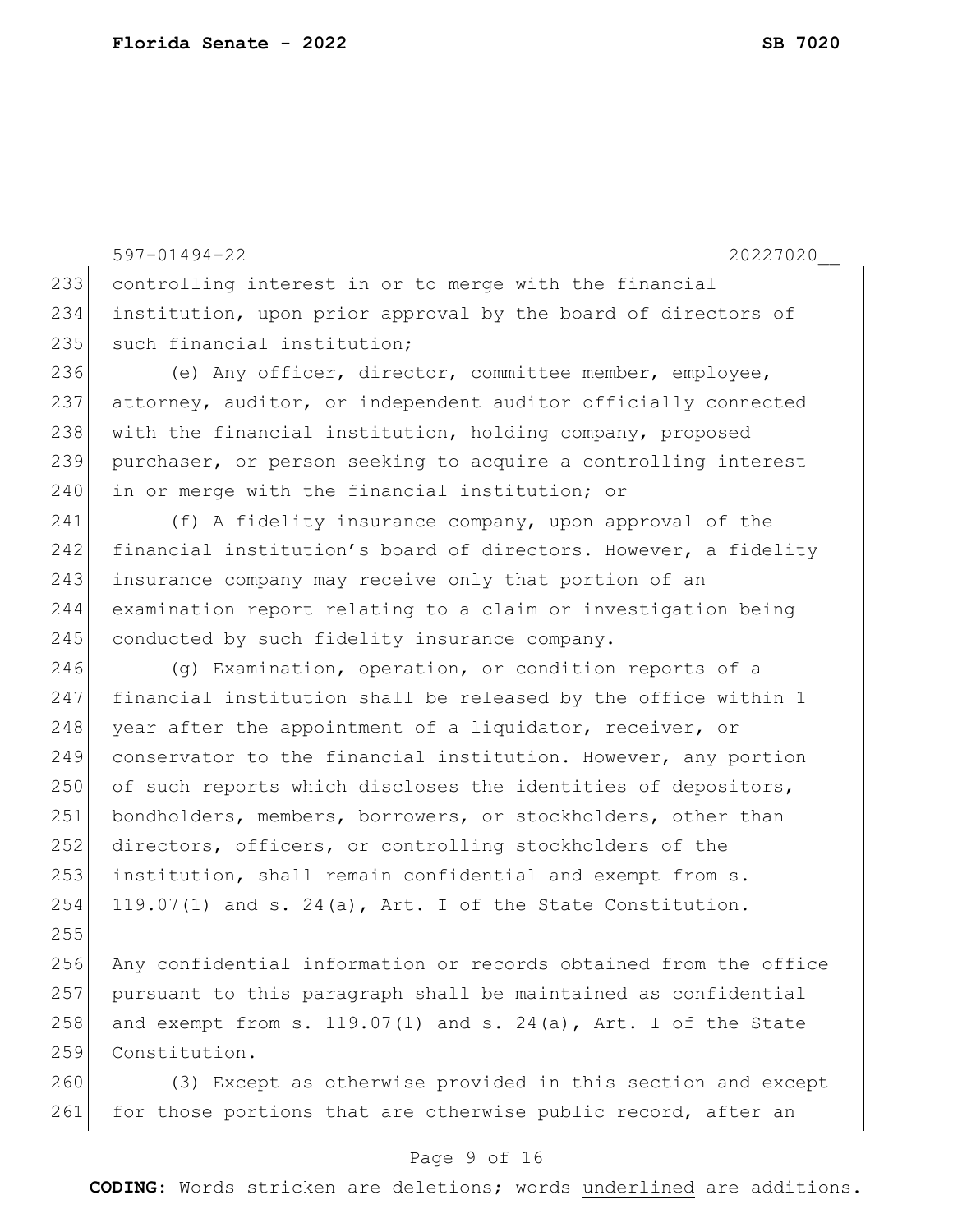controlling interest in or to merge with the financial institution, upon prior approval by the board of directors of such financial institution;

(e) Any officer, director, committee member, employee, attorney, auditor, or independent auditor officially connected with the financial institution, holding company, proposed purchaser, or person seeking to acquire a controlling interest in or merge with the financial institution; or

(f) A fidelity insurance company, upon approval of the financial institution's board of directors. However, a fidelity insurance company may receive only that portion of an examination report relating to a claim or investigation being conducted by such fidelity insurance company.

(g) Examination, operation, or condition reports of a financial institution shall be released by the office within 1 year after the appointment of a liquidator, receiver, or conservator to the financial institution. However, any portion of such reports which discloses the identities of depositors, bondholders, members, borrowers, or stockholders, other than directors, officers, or controlling stockholders of the institution, shall remain confidential and exempt from s. 119.07(1) and s. 24(a), Art. I of the State Constitution.

Any confidential information or records obtained from the office pursuant to this paragraph shall be maintained as confidential and exempt from s. 119.07(1) and s. 24(a), Art. I of the State Constitution.

(3) Except as otherwise provided in this section and except for those portions that are otherwise public record, after an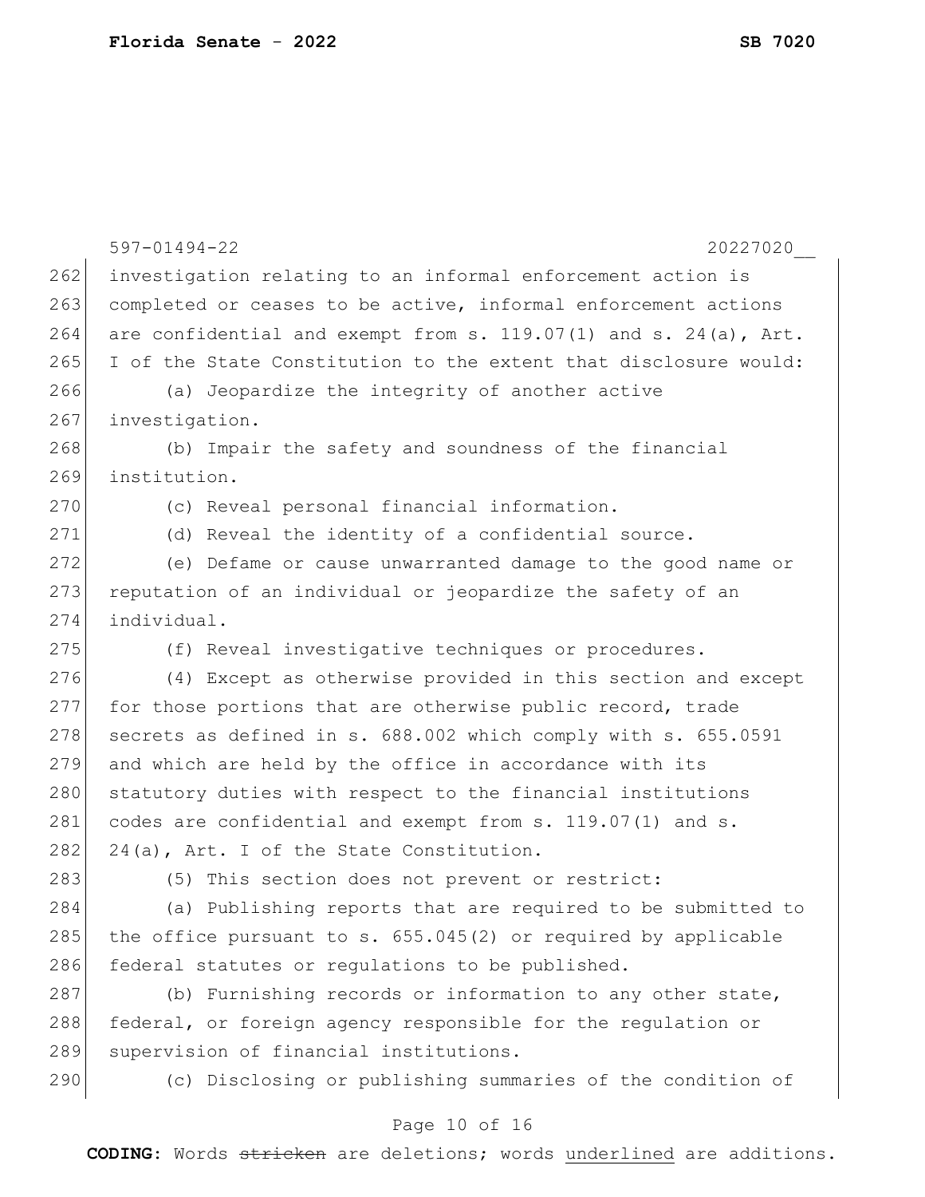investigation relating to an informal enforcement action is completed or ceases to be active, informal enforcement actions are confidential and exempt from s. 119.07(1) and s. 24(a), Art. I of the State Constitution to the extent that disclosure would:

(a) Jeopardize the integrity of another active investigation.

(b) Impair the safety and soundness of the financial institution.

(c) Reveal personal financial information.

(d) Reveal the identity of a confidential source.

(e) Defame or cause unwarranted damage to the good name or reputation of an individual or jeopardize the safety of an individual.

(f) Reveal investigative techniques or procedures.

(4) Except as otherwise provided in this section and except for those portions that are otherwise public record, trade secrets as defined in s. 688.002 which comply with s. 655.0591 and which are held by the office in accordance with its statutory duties with respect to the financial institutions codes are confidential and exempt from s. 119.07(1) and s. 24(a), Art. I of the State Constitution.

(5) This section does not prevent or restrict:

(a) Publishing reports that are required to be submitted to the office pursuant to s. 655.045(2) or required by applicable federal statutes or regulations to be published.

(b) Furnishing records or information to any other state, federal, or foreign agency responsible for the regulation or supervision of financial institutions.

(c) Disclosing or publishing summaries of the condition of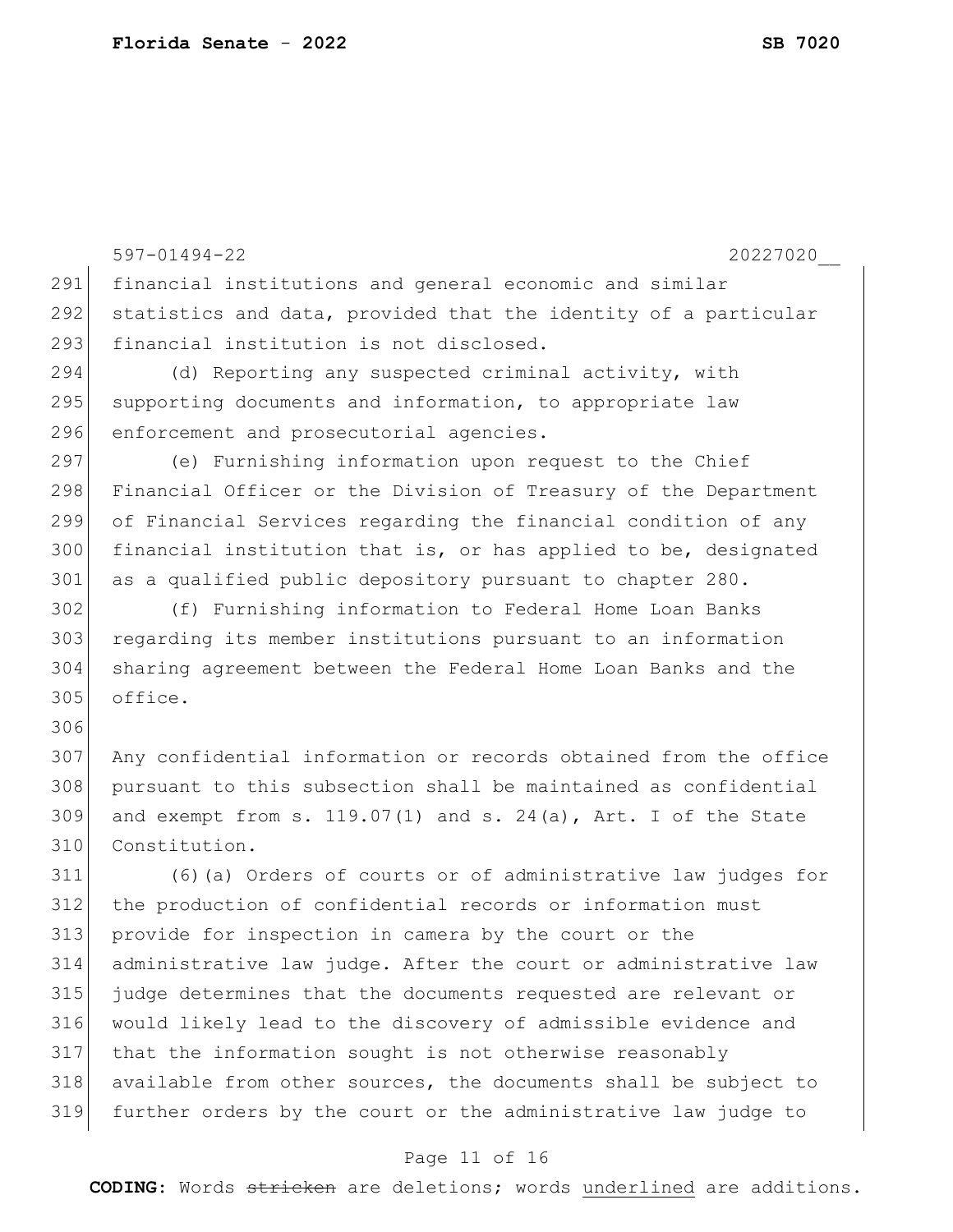financial institutions and general economic and similar statistics and data, provided that the identity of a particular financial institution is not disclosed.

(d) Reporting any suspected criminal activity, with supporting documents and information, to appropriate law enforcement and prosecutorial agencies.

(e) Furnishing information upon request to the Chief Financial Officer or the Division of Treasury of the Department of Financial Services regarding the financial condition of any financial institution that is, or has applied to be, designated as a qualified public depository pursuant to chapter 280.

(f) Furnishing information to Federal Home Loan Banks regarding its member institutions pursuant to an information sharing agreement between the Federal Home Loan Banks and the office.

Any confidential information or records obtained from the office pursuant to this subsection shall be maintained as confidential and exempt from s. 119.07(1) and s. 24(a), Art. I of the State Constitution.

(6)(a) Orders of courts or of administrative law judges for the production of confidential records or information must provide for inspection in camera by the court or the administrative law judge. After the court or administrative law judge determines that the documents requested are relevant or would likely lead to the discovery of admissible evidence and that the information sought is not otherwise reasonably available from other sources, the documents shall be subject to further orders by the court or the administrative law judge to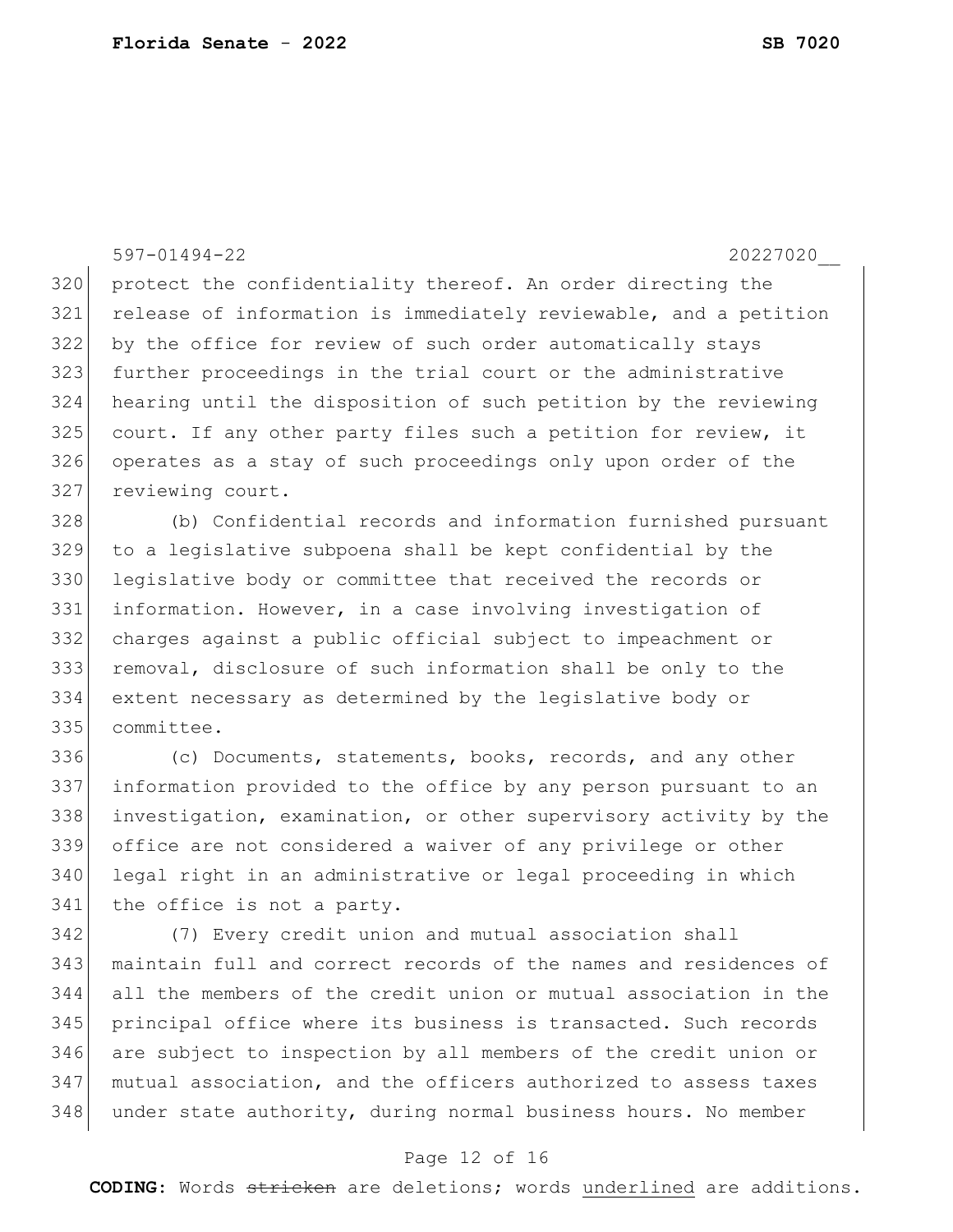protect the confidentiality thereof. An order directing the release of information is immediately reviewable, and a petition by the office for review of such order automatically stays further proceedings in the trial court or the administrative hearing until the disposition of such petition by the reviewing court. If any other party files such a petition for review, it operates as a stay of such proceedings only upon order of the reviewing court.

(b) Confidential records and information furnished pursuant to a legislative subpoena shall be kept confidential by the legislative body or committee that received the records or information. However, in a case involving investigation of charges against a public official subject to impeachment or removal, disclosure of such information shall be only to the extent necessary as determined by the legislative body or committee.

(c) Documents, statements, books, records, and any other information provided to the office by any person pursuant to an investigation, examination, or other supervisory activity by the office are not considered a waiver of any privilege or other legal right in an administrative or legal proceeding in which the office is not a party.

(7) Every credit union and mutual association shall maintain full and correct records of the names and residences of all the members of the credit union or mutual association in the principal office where its business is transacted. Such records are subject to inspection by all members of the credit union or mutual association, and the officers authorized to assess taxes under state authority, during normal business hours. No member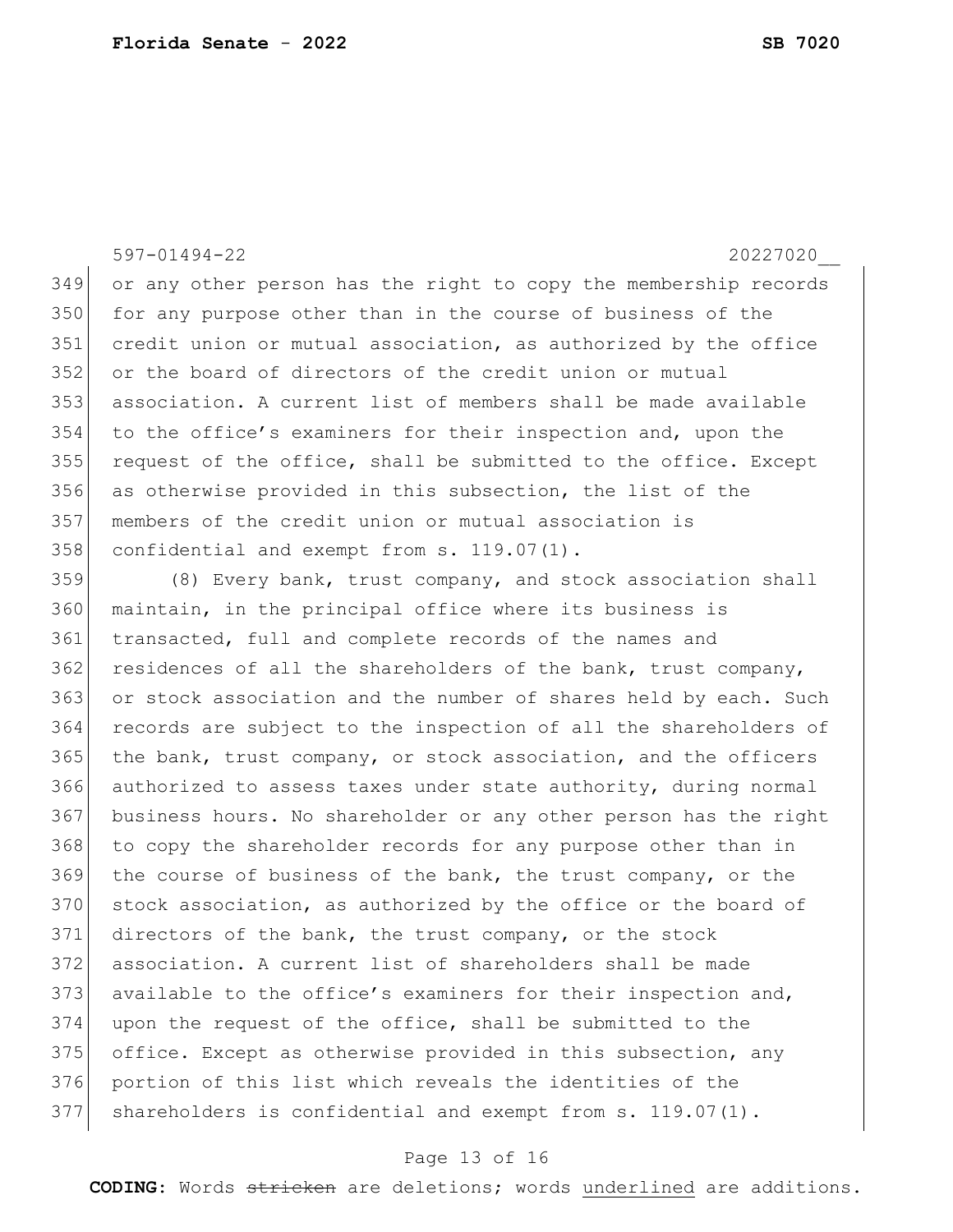or any other person has the right to copy the membership records for any purpose other than in the course of business of the credit union or mutual association, as authorized by the office or the board of directors of the credit union or mutual association. A current list of members shall be made available to the office's examiners for their inspection and, upon the request of the office, shall be submitted to the office. Except as otherwise provided in this subsection, the list of the members of the credit union or mutual association is confidential and exempt from s. 119.07(1).

(8) Every bank, trust company, and stock association shall maintain, in the principal office where its business is transacted, full and complete records of the names and residences of all the shareholders of the bank, trust company, or stock association and the number of shares held by each. Such records are subject to the inspection of all the shareholders of the bank, trust company, or stock association, and the officers authorized to assess taxes under state authority, during normal business hours. No shareholder or any other person has the right to copy the shareholder records for any purpose other than in the course of business of the bank, the trust company, or the stock association, as authorized by the office or the board of directors of the bank, the trust company, or the stock association. A current list of shareholders shall be made available to the office's examiners for their inspection and, upon the request of the office, shall be submitted to the office. Except as otherwise provided in this subsection, any portion of this list which reveals the identities of the shareholders is confidential and exempt from s. 119.07(1).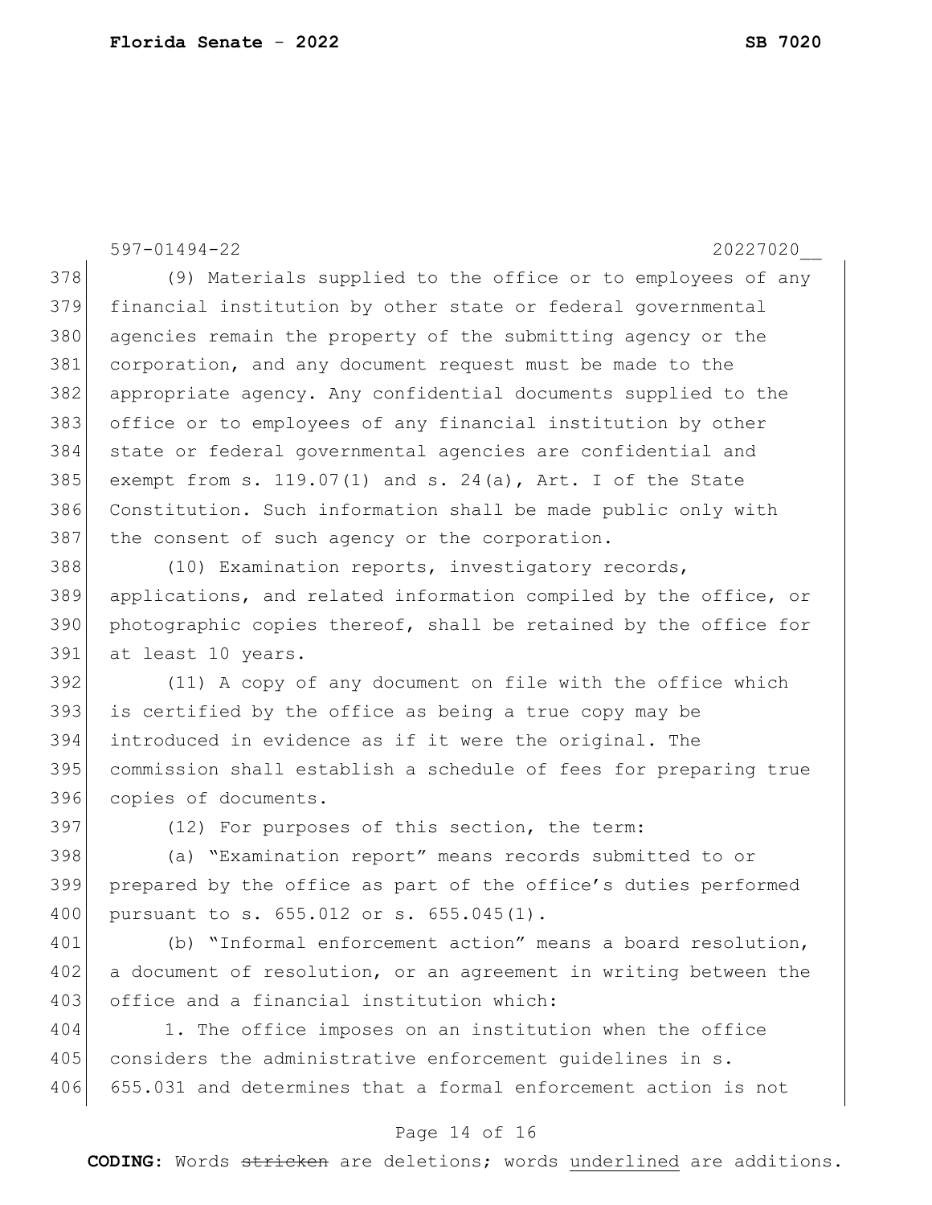(9) Materials supplied to the office or to employees of any financial institution by other state or federal governmental agencies remain the property of the submitting agency or the corporation, and any document request must be made to the appropriate agency. Any confidential documents supplied to the office or to employees of any financial institution by other state or federal governmental agencies are confidential and exempt from s. 119.07(1) and s. 24(a), Art. I of the State Constitution. Such information shall be made public only with the consent of such agency or the corporation.

(10) Examination reports, investigatory records, applications, and related information compiled by the office, or photographic copies thereof, shall be retained by the office for at least 10 years.

(11) A copy of any document on file with the office which is certified by the office as being a true copy may be introduced in evidence as if it were the original. The commission shall establish a schedule of fees for preparing true copies of documents.

(12) For purposes of this section, the term:

(a) "Examination report" means records submitted to or prepared by the office as part of the office's duties performed pursuant to s. 655.012 or s. 655.045(1).

(b) "Informal enforcement action" means a board resolution, a document of resolution, or an agreement in writing between the office and a financial institution which:

1. The office imposes on an institution when the office considers the administrative enforcement guidelines in s. 655.031 and determines that a formal enforcement action is not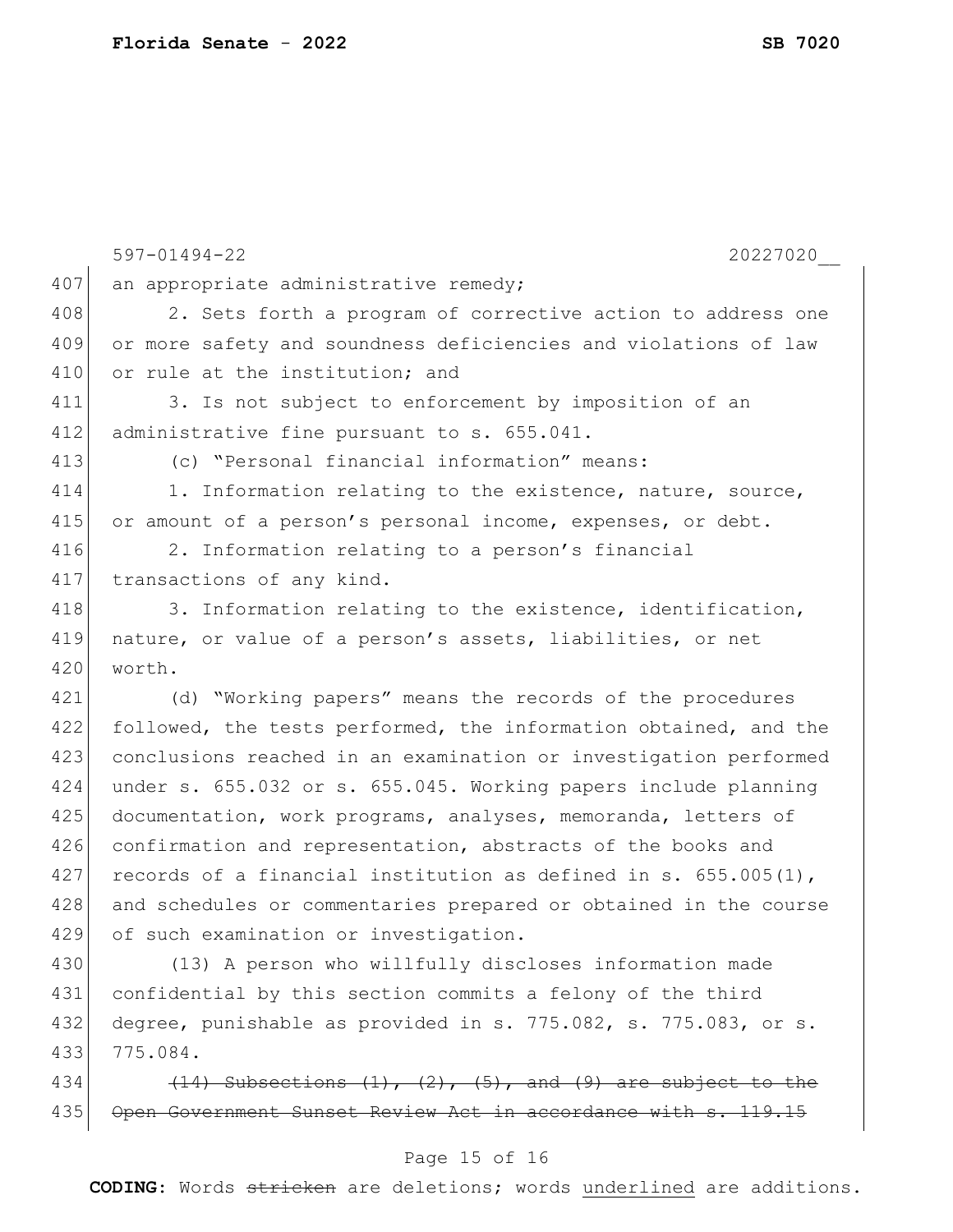an appropriate administrative remedy;

2. Sets forth a program of corrective action to address one or more safety and soundness deficiencies and violations of law or rule at the institution; and

3. Is not subject to enforcement by imposition of an administrative fine pursuant to s. 655.041.

(c) "Personal financial information" means:

1. Information relating to the existence, nature, source, or amount of a person's personal income, expenses, or debt.

2. Information relating to a person's financial transactions of any kind.

3. Information relating to the existence, identification, nature, or value of a person's assets, liabilities, or net worth.

(d) "Working papers" means the records of the procedures followed, the tests performed, the information obtained, and the conclusions reached in an examination or investigation performed under s. 655.032 or s. 655.045. Working papers include planning documentation, work programs, analyses, memoranda, letters of confirmation and representation, abstracts of the books and records of a financial institution as defined in s. 655.005(1), and schedules or commentaries prepared or obtained in the course of such examination or investigation.

(13) A person who willfully discloses information made confidential by this section commits a felony of the third degree, punishable as provided in s. 775.082, s. 775.083, or s. 775.084.

~~(14) Subsections (1), (2), (5), and (9) are subject to the Open Government Sunset Review Act in accordance with s. 119.15~~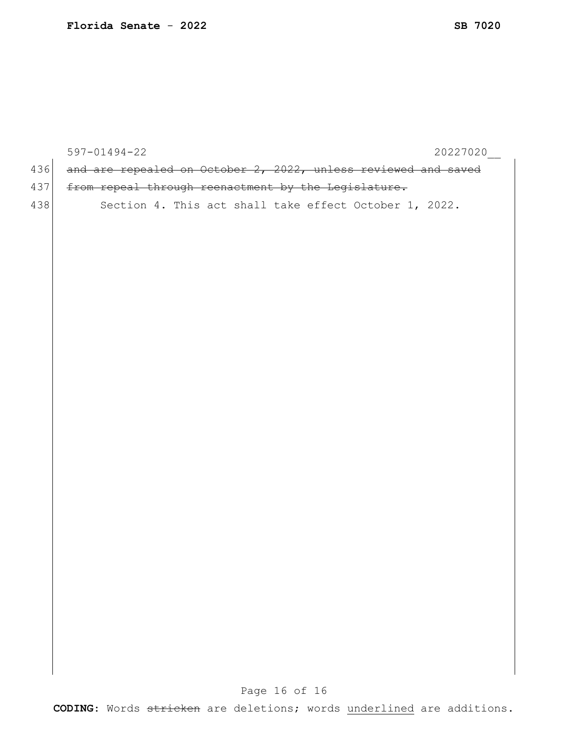597-01494-22 20227020__

436 ~~and are repealed on October 2, 2022, unless reviewed and saved~~
437 ~~from repeal through reenactment by the Legislature.~~
438 Section 4. This act shall take effect October 1, 2022.

**CODING:** Words ~~stricken~~ are deletions; words <u>underlined</u> are additions.